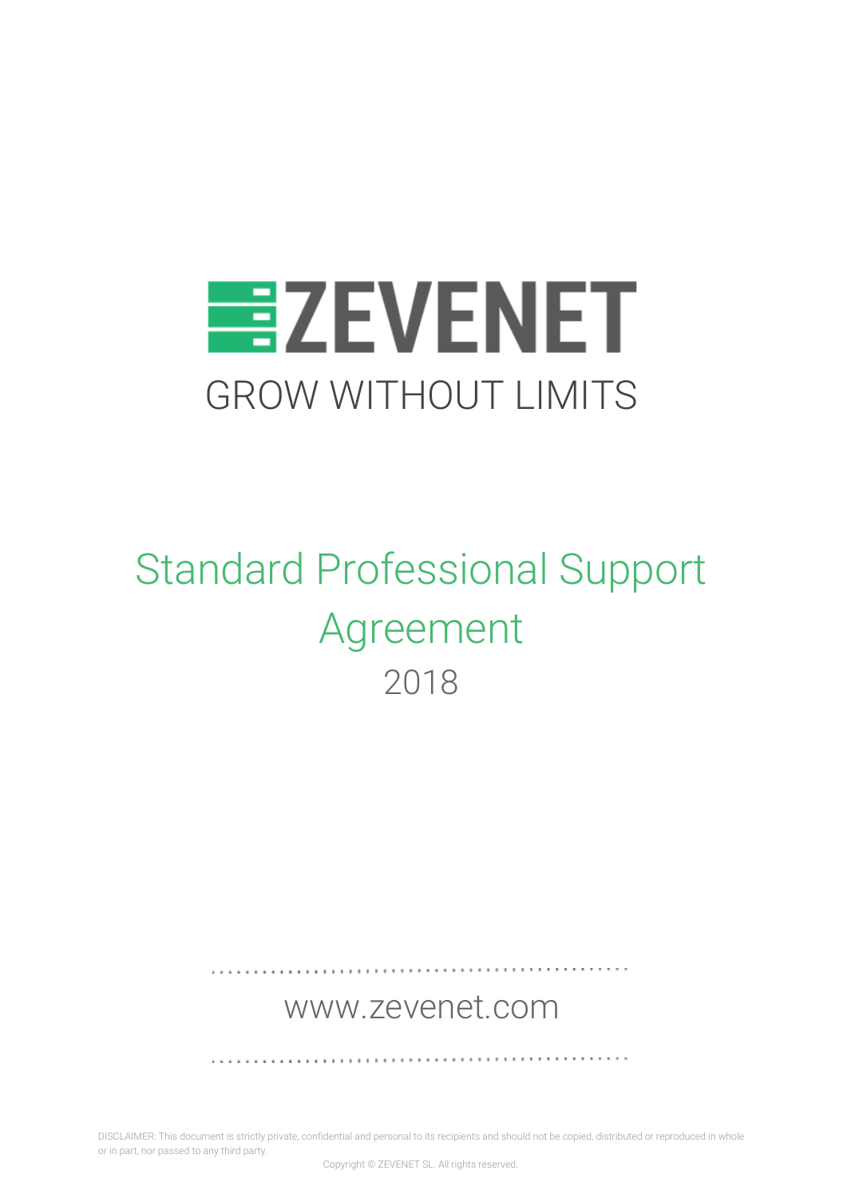# ZEVENET

GROW WITHOUT LIMITS

# Standard Professional Support Agreement

2018

www.zevenet.com

DISCLAIMER: This document is strictly private, confidential and personal to its recipients and should not be copied, distributed or reproduced in whole or in part, nor passed to any third party.

Copyright © ZEVENET SL. All rights reserved.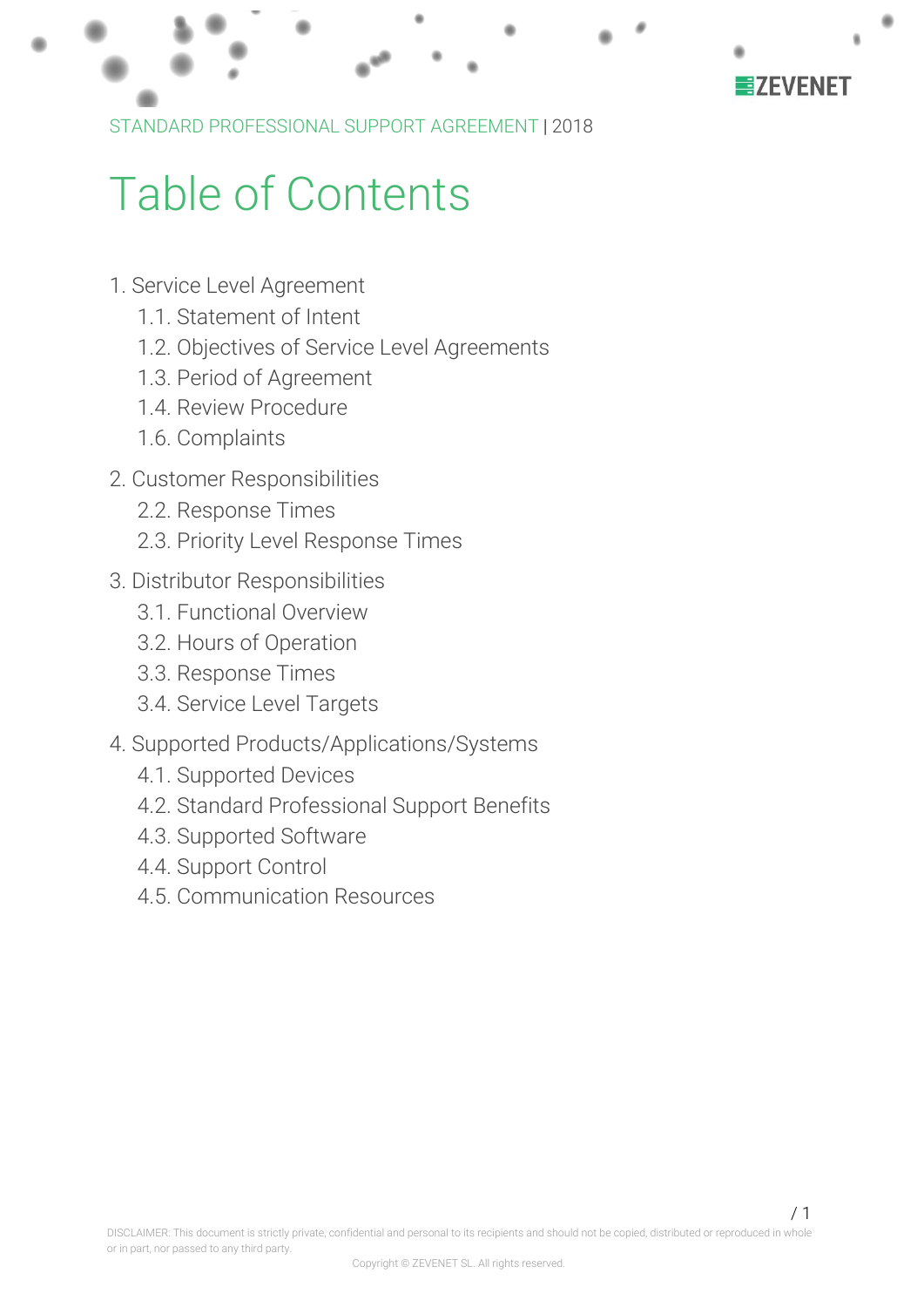# Table of Contents

1. Service Level Agreement
    - 1.1. Statement of Intent
    - 1.2. Objectives of Service Level Agreements
    - 1.3. Period of Agreement
    - 1.4. Review Procedure
    - 1.6. Complaints
2. Customer Responsibilities
    - 2.2. Response Times
    - 2.3. Priority Level Response Times
3. Distributor Responsibilities
    - 3.1. Functional Overview
    - 3.2. Hours of Operation
    - 3.3. Response Times
    - 3.4. Service Level Targets
4. Supported Products/Applications/Systems
    - 4.1. Supported Devices
    - 4.2. Standard Professional Support Benefits
    - 4.3. Supported Software
    - 4.4. Support Control
    - 4.5. Communication Resources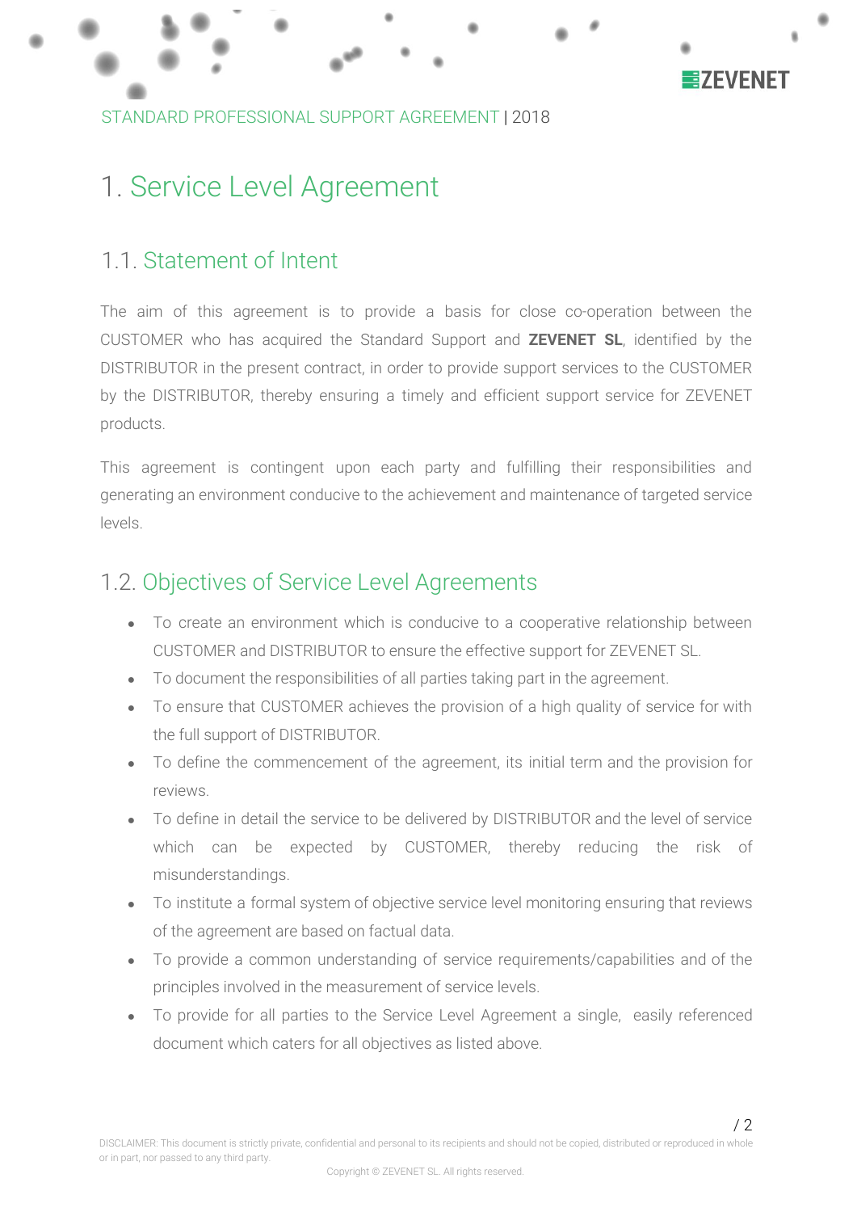# 1. Service Level Agreement

## 1.1. Statement of Intent

The aim of this agreement is to provide a basis for close co-operation between the CUSTOMER who has acquired the Standard Support and **ZEVENET SL**, identified by the DISTRIBUTOR in the present contract, in order to provide support services to the CUSTOMER by the DISTRIBUTOR, thereby ensuring a timely and efficient support service for ZEVENET products.

This agreement is contingent upon each party and fulfilling their responsibilities and generating an environment conducive to the achievement and maintenance of targeted service levels.

## 1.2. Objectives of Service Level Agreements

- To create an environment which is conducive to a cooperative relationship between CUSTOMER and DISTRIBUTOR to ensure the effective support for ZEVENET SL.
- To document the responsibilities of all parties taking part in the agreement.
- To ensure that CUSTOMER achieves the provision of a high quality of service for with the full support of DISTRIBUTOR.
- To define the commencement of the agreement, its initial term and the provision for reviews.
- To define in detail the service to be delivered by DISTRIBUTOR and the level of service which can be expected by CUSTOMER, thereby reducing the risk of misunderstandings.
- To institute a formal system of objective service level monitoring ensuring that reviews of the agreement are based on factual data.
- To provide a common understanding of service requirements/capabilities and of the principles involved in the measurement of service levels.
- To provide for all parties to the Service Level Agreement a single, easily referenced document which caters for all objectives as listed above.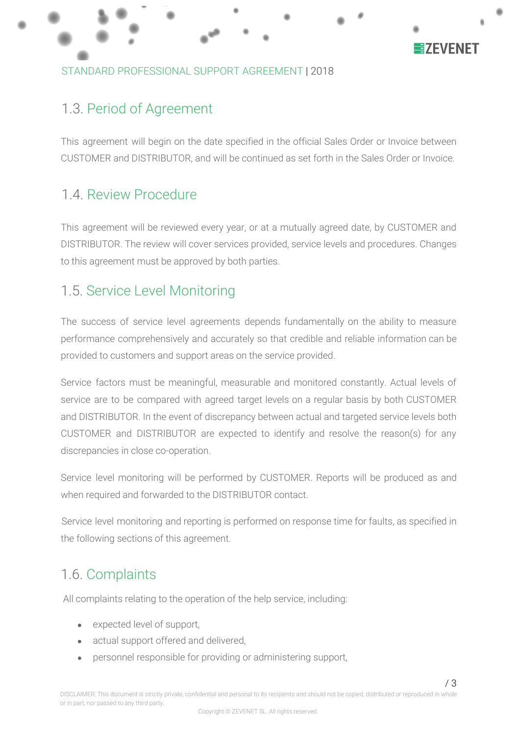## 1.3. Period of Agreement

This agreement will begin on the date specified in the official Sales Order or Invoice between CUSTOMER and DISTRIBUTOR, and will be continued as set forth in the Sales Order or Invoice.

## 1.4. Review Procedure

This agreement will be reviewed every year, or at a mutually agreed date, by CUSTOMER and DISTRIBUTOR. The review will cover services provided, service levels and procedures. Changes to this agreement must be approved by both parties.

## 1.5. Service Level Monitoring

The success of service level agreements depends fundamentally on the ability to measure performance comprehensively and accurately so that credible and reliable information can be provided to customers and support areas on the service provided.

Service factors must be meaningful, measurable and monitored constantly. Actual levels of service are to be compared with agreed target levels on a regular basis by both CUSTOMER and DISTRIBUTOR. In the event of discrepancy between actual and targeted service levels both CUSTOMER and DISTRIBUTOR are expected to identify and resolve the reason(s) for any discrepancies in close co-operation.

Service level monitoring will be performed by CUSTOMER. Reports will be produced as and when required and forwarded to the DISTRIBUTOR contact.

Service level monitoring and reporting is performed on response time for faults, as specified in the following sections of this agreement.

## 1.6. Complaints

All complaints relating to the operation of the help service, including:

- expected level of support,
- actual support offered and delivered,
- personnel responsible for providing or administering support,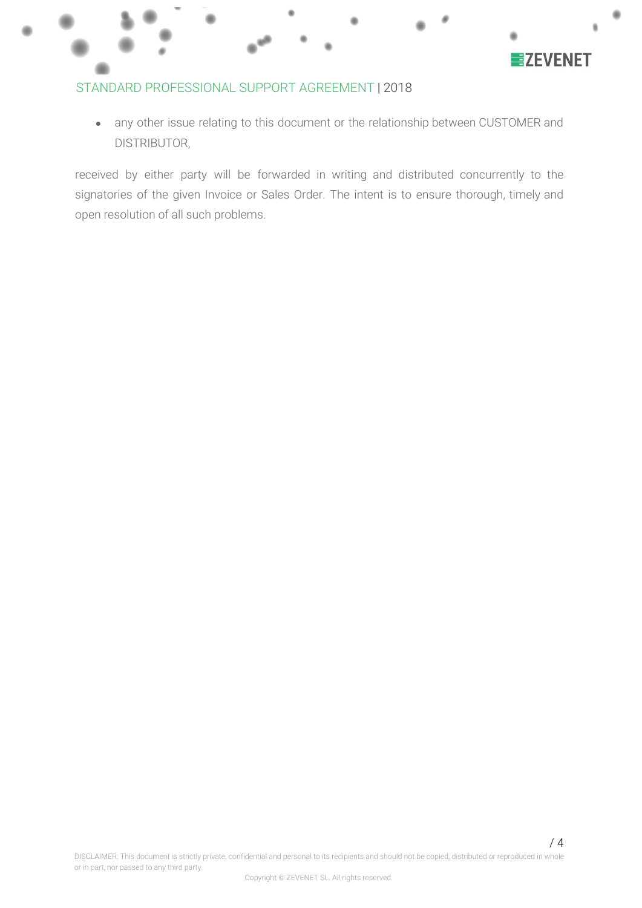- any other issue relating to this document or the relationship between CUSTOMER and DISTRIBUTOR,

received by either party will be forwarded in writing and distributed concurrently to the signatories of the given Invoice or Sales Order. The intent is to ensure thorough, timely and open resolution of all such problems.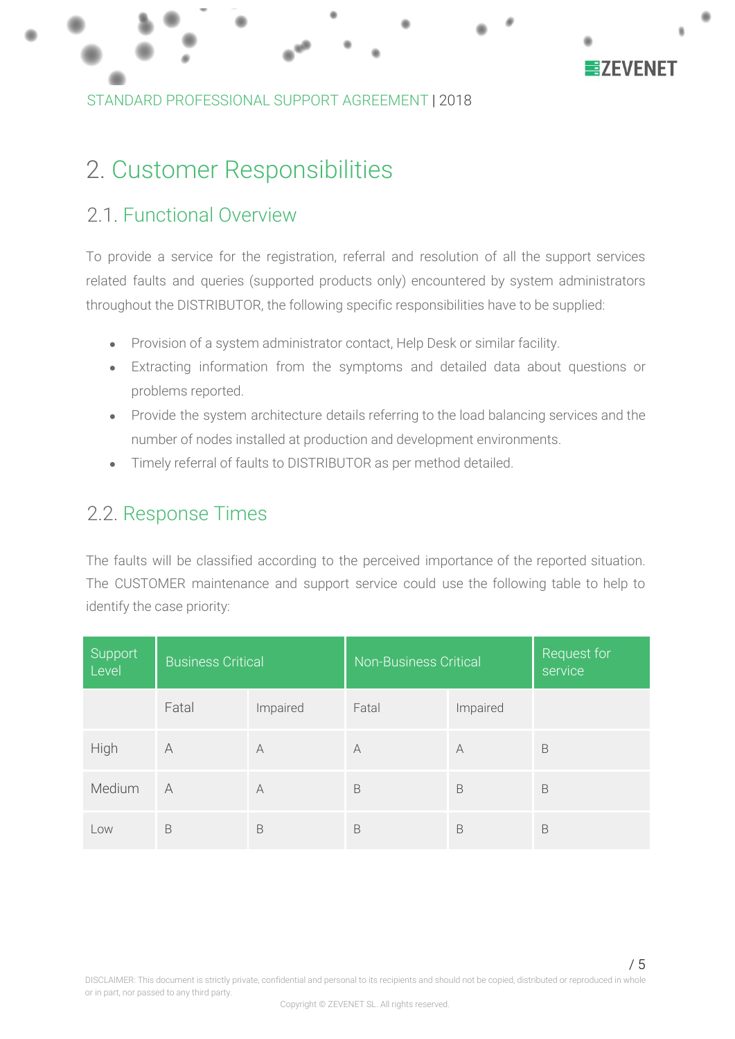# 2. Customer Responsibilities

## 2.1. Functional Overview

To provide a service for the registration, referral and resolution of all the support services related faults and queries (supported products only) encountered by system administrators throughout the DISTRIBUTOR, the following specific responsibilities have to be supplied:

- Provision of a system administrator contact, Help Desk or similar facility.
- Extracting information from the symptoms and detailed data about questions or problems reported.
- Provide the system architecture details referring to the load balancing services and the number of nodes installed at production and development environments.
- Timely referral of faults to DISTRIBUTOR as per method detailed.

## 2.2. Response Times

The faults will be classified according to the perceived importance of the reported situation. The CUSTOMER maintenance and support service could use the following table to help to identify the case priority:

| Support Level | Business Critical | | Non-Business Critical | | Request for service |
|---|---|---|---|---|---|
| | Fatal | Impaired | Fatal | Impaired | |
| High | A | A | A | A | B |
| Medium | A | A | B | B | B |
| Low | B | B | B | B | B |

DISCLAIMER: This document is strictly private, confidential and personal to its recipients and should not be copied, distributed or reproduced in whole or in part, nor passed to any third party.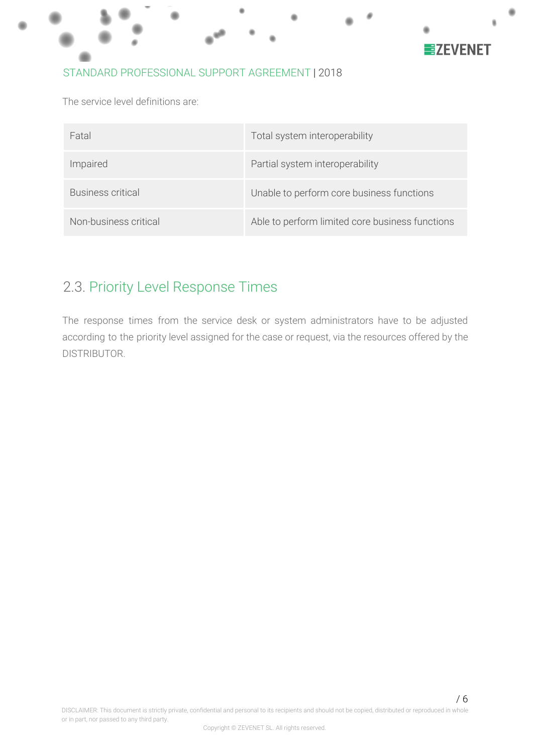The service level definitions are:

| | |
|---|---|
| Fatal | Total system interoperability |
| Impaired | Partial system interoperability |
| Business critical | Unable to perform core business functions |
| Non-business critical | Able to perform limited core business functions |

## 2.3. Priority Level Response Times

The response times from the service desk or system administrators have to be adjusted according to the priority level assigned for the case or request, via the resources offered by the DISTRIBUTOR.

DISCLAIMER: This document is strictly private, confidential and personal to its recipients and should not be copied, distributed or reproduced in whole or in part, nor passed to any third party.

Copyright © ZEVENET SL. All rights reserved.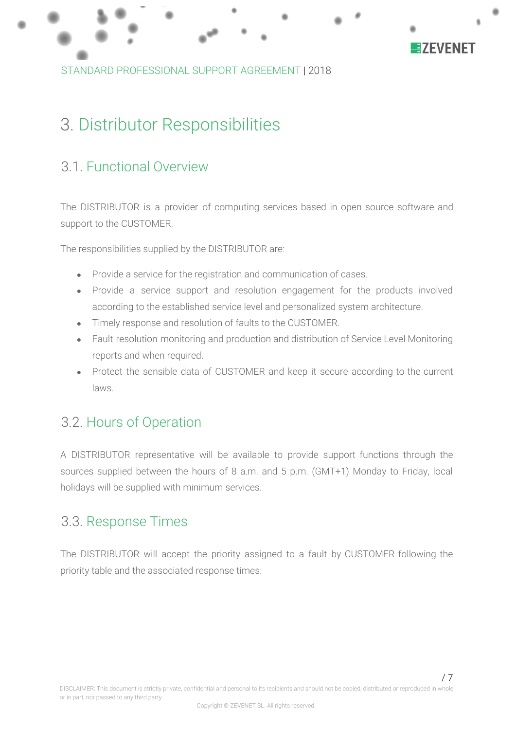# 3. Distributor Responsibilities

## 3.1. Functional Overview

The DISTRIBUTOR is a provider of computing services based in open source software and support to the CUSTOMER.

The responsibilities supplied by the DISTRIBUTOR are:

- Provide a service for the registration and communication of cases.
- Provide a service support and resolution engagement for the products involved according to the established service level and personalized system architecture.
- Timely response and resolution of faults to the CUSTOMER.
- Fault resolution monitoring and production and distribution of Service Level Monitoring reports and when required.
- Protect the sensible data of CUSTOMER and keep it secure according to the current laws.

## 3.2. Hours of Operation

A DISTRIBUTOR representative will be available to provide support functions through the sources supplied between the hours of 8 a.m. and 5 p.m. (GMT+1) Monday to Friday, local holidays will be supplied with minimum services.

## 3.3. Response Times

The DISTRIBUTOR will accept the priority assigned to a fault by CUSTOMER following the priority table and the associated response times: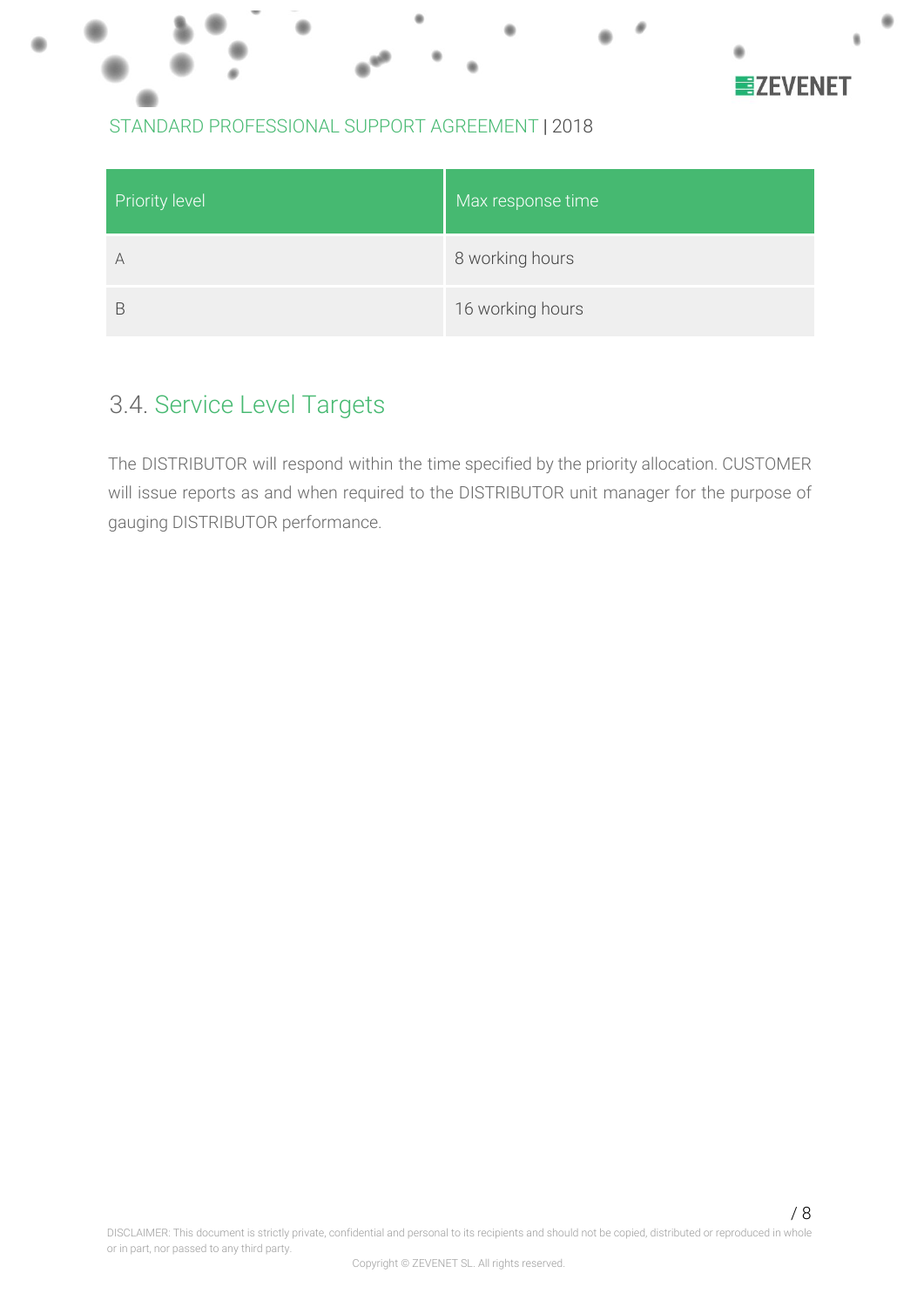| Priority level | Max response time |
| --- | --- |
| A | 8 working hours |
| B | 16 working hours |

## 3.4. Service Level Targets

The DISTRIBUTOR will respond within the time specified by the priority allocation. CUSTOMER will issue reports as and when required to the DISTRIBUTOR unit manager for the purpose of gauging DISTRIBUTOR performance.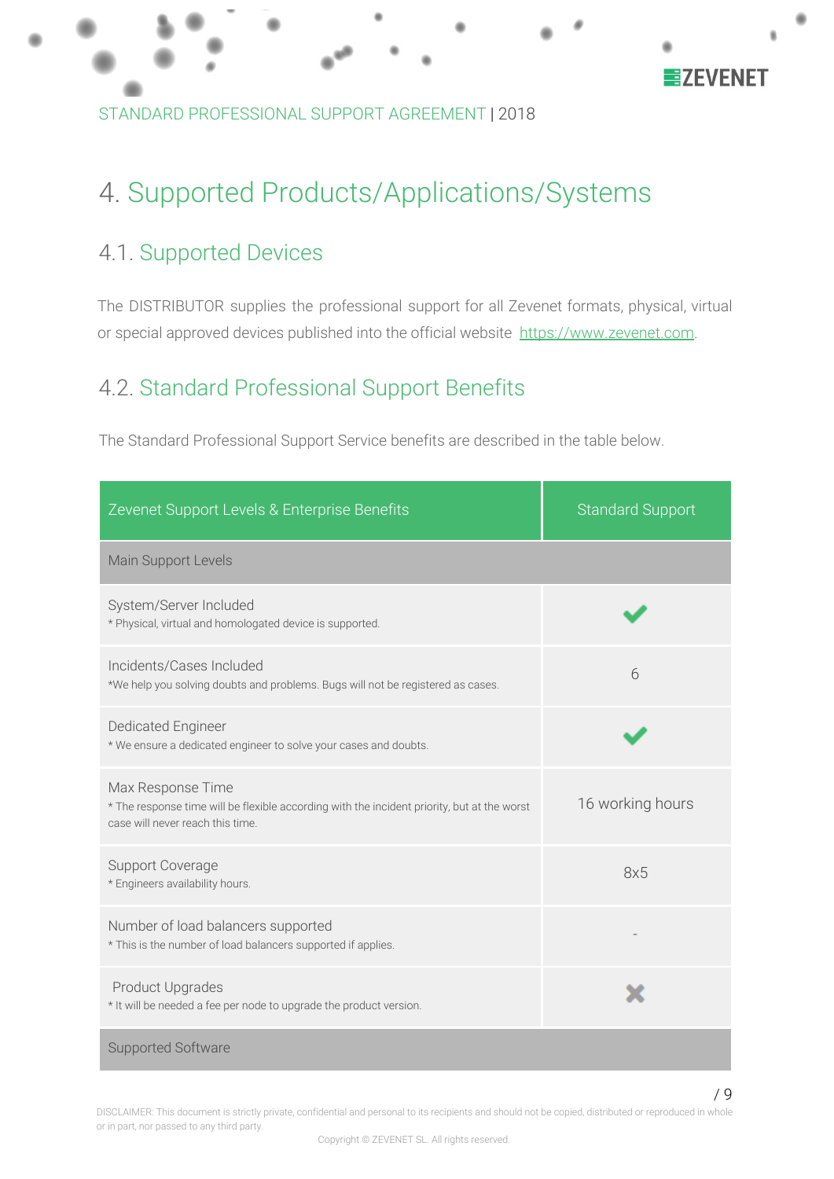# 4. Supported Products/Applications/Systems

## 4.1. Supported Devices

The DISTRIBUTOR supplies the professional support for all Zevenet formats, physical, virtual or special approved devices published into the official website https://www.zevenet.com.

## 4.2. Standard Professional Support Benefits

The Standard Professional Support Service benefits are described in the table below.

| Zevenet Support Levels & Enterprise Benefits | Standard Support |
|---|---|
| Main Support Levels | |
| System/Server Included<br>* Physical, virtual and homologated device is supported. | ✔ |
| Incidents/Cases Included<br>*We help you solving doubts and problems. Bugs will not be registered as cases. | 6 |
| Dedicated Engineer<br>* We ensure a dedicated engineer to solve your cases and doubts. | ✔ |
| Max Response Time<br>* The response time will be flexible according with the incident priority, but at the worst case will never reach this time. | 16 working hours |
| Support Coverage<br>* Engineers availability hours. | 8x5 |
| Number of load balancers supported<br>* This is the number of load balancers supported if applies. | - |
| Product Upgrades<br>* It will be needed a fee per node to upgrade the product version. | ✖ |
| Supported Software | |

DISCLAIMER: This document is strictly private, confidential and personal to its recipients and should not be copied, distributed or reproduced in whole or in part, nor passed to any third party.

Copyright © ZEVENET SL. All rights reserved.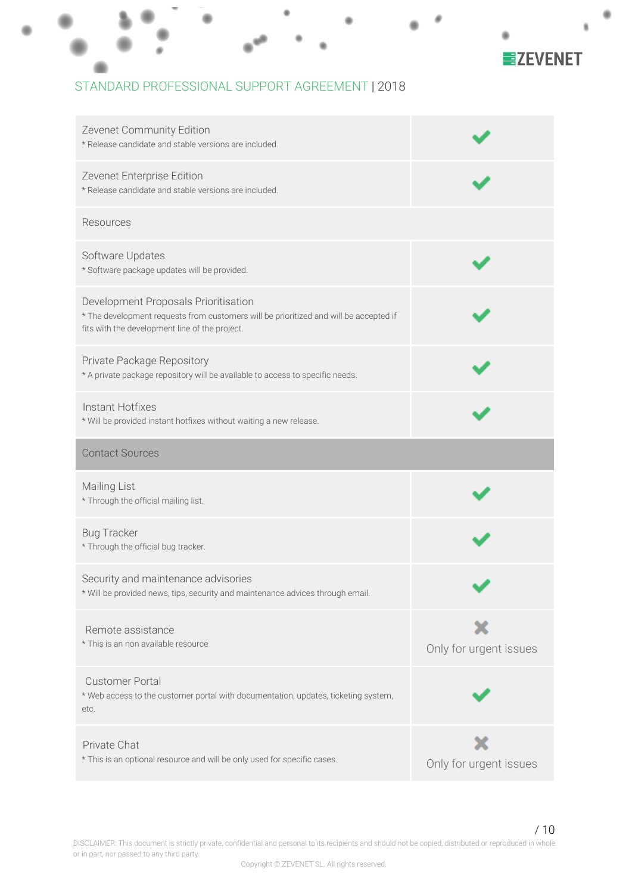## STANDARD PROFESSIONAL SUPPORT AGREEMENT | 2018

| Feature | Included |
|---|---|
| Zevenet Community Edition<br>* Release candidate and stable versions are included. | ✔ |
| Zevenet Enterprise Edition<br>* Release candidate and stable versions are included. | ✔ |
| **Resources** | |
| Software Updates<br>* Software package updates will be provided. | ✔ |
| Development Proposals Prioritisation<br>* The development requests from customers will be prioritized and will be accepted if fits with the development line of the project. | ✔ |
| Private Package Repository<br>* A private package repository will be available to access to specific needs. | ✔ |
| Instant Hotfixes<br>* Will be provided instant hotfixes without waiting a new release. | ✔ |
| **Contact Sources** | |
| Mailing List<br>* Through the official mailing list. | ✔ |
| Bug Tracker<br>* Through the official bug tracker. | ✔ |
| Security and maintenance advisories<br>* Will be provided news, tips, security and maintenance advices through email. | ✔ |
| Remote assistance<br>* This is an non available resource | ✘ Only for urgent issues |
| Customer Portal<br>* Web access to the customer portal with documentation, updates, ticketing system, etc. | ✔ |
| Private Chat<br>* This is an optional resource and will be only used for specific cases. | ✘ Only for urgent issues |

DISCLAIMER: This document is strictly private, confidential and personal to its recipients and should not be copied, distributed or reproduced in whole or in part, nor passed to any third party.

Copyright © ZEVENET SL. All rights reserved.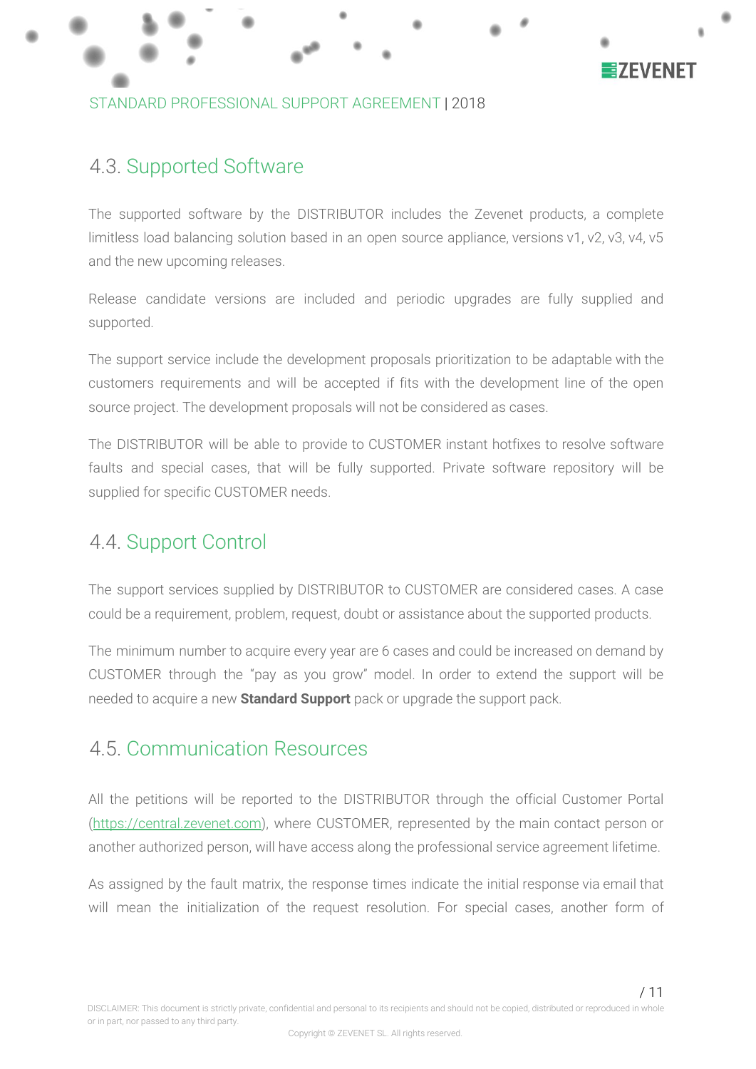## 4.3. Supported Software

The supported software by the DISTRIBUTOR includes the Zevenet products, a complete limitless load balancing solution based in an open source appliance, versions v1, v2, v3, v4, v5 and the new upcoming releases.

Release candidate versions are included and periodic upgrades are fully supplied and supported.

The support service include the development proposals prioritization to be adaptable with the customers requirements and will be accepted if fits with the development line of the open source project. The development proposals will not be considered as cases.

The DISTRIBUTOR will be able to provide to CUSTOMER instant hotfixes to resolve software faults and special cases, that will be fully supported. Private software repository will be supplied for specific CUSTOMER needs.

## 4.4. Support Control

The support services supplied by DISTRIBUTOR to CUSTOMER are considered cases. A case could be a requirement, problem, request, doubt or assistance about the supported products.

The minimum number to acquire every year are 6 cases and could be increased on demand by CUSTOMER through the "pay as you grow" model. In order to extend the support will be needed to acquire a new **Standard Support** pack or upgrade the support pack.

## 4.5. Communication Resources

All the petitions will be reported to the DISTRIBUTOR through the official Customer Portal (https://central.zevenet.com), where CUSTOMER, represented by the main contact person or another authorized person, will have access along the professional service agreement lifetime.

As assigned by the fault matrix, the response times indicate the initial response via email that will mean the initialization of the request resolution. For special cases, another form of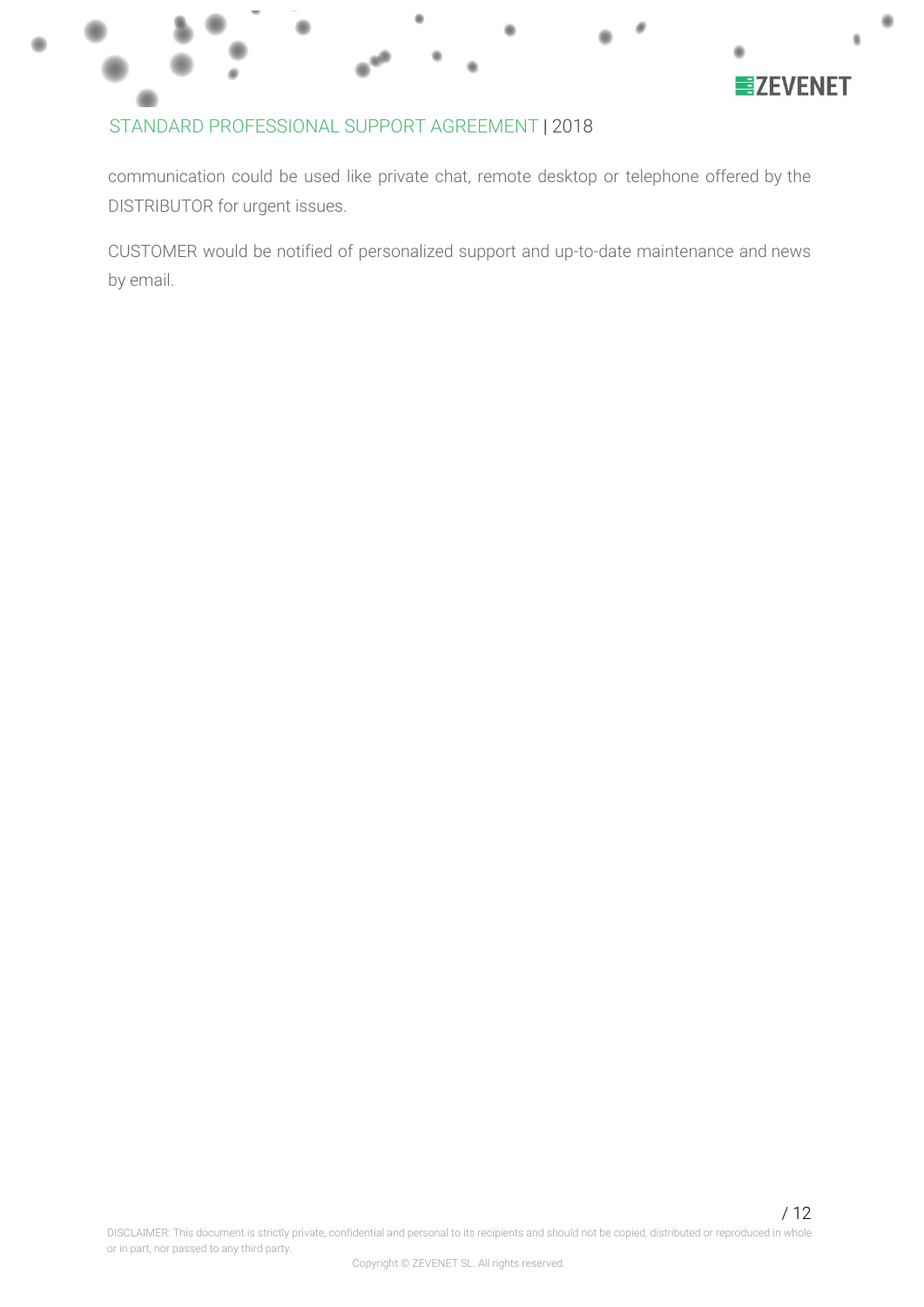communication could be used like private chat, remote desktop or telephone offered by the DISTRIBUTOR for urgent issues.

CUSTOMER would be notified of personalized support and up-to-date maintenance and news by email.